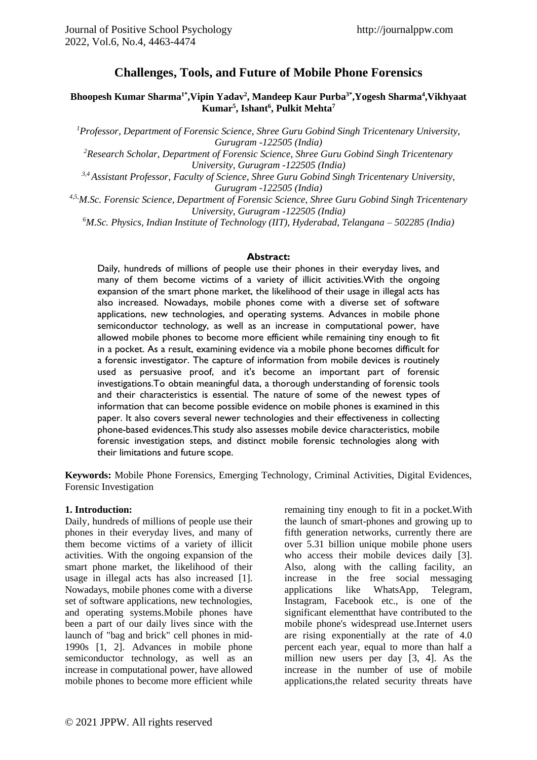# Challenges, Tools, and Future of Mobile Phone Forensics

**Bhoopesh Kumar Sharma[1*], Vipin Yadav[2], Mandeep Kaur Purba[3*], Yogesh Sharma[4], Vikhyaat Kumar[5], Ishant[6], Pulkit Mehta[7]**

*[1]Professor, Department of Forensic Science, Shree Guru Gobind Singh Tricentenary University, Gurugram -122505 (India)*

*[2]Research Scholar, Department of Forensic Science, Shree Guru Gobind Singh Tricentenary University, Gurugram -122505 (India)*

*[3,4] Assistant Professor, Faculty of Science, Shree Guru Gobind Singh Tricentenary University, Gurugram -122505 (India)*

*[4,5,]M.Sc. Forensic Science, Department of Forensic Science, Shree Guru Gobind Singh Tricentenary University, Gurugram -122505 (India)*

*[6]M.Sc. Physics, Indian Institute of Technology (IIT), Hyderabad, Telangana – 502285 (India)*

**Abstract:**

Daily, hundreds of millions of people use their phones in their everyday lives, and many of them become victims of a variety of illicit activities.With the ongoing expansion of the smart phone market, the likelihood of their usage in illegal acts has also increased. Nowadays, mobile phones come with a diverse set of software applications, new technologies, and operating systems. Advances in mobile phone semiconductor technology, as well as an increase in computational power, have allowed mobile phones to become more efficient while remaining tiny enough to fit in a pocket. As a result, examining evidence via a mobile phone becomes difficult for a forensic investigator. The capture of information from mobile devices is routinely used as persuasive proof, and it's become an important part of forensic investigations.To obtain meaningful data, a thorough understanding of forensic tools and their characteristics is essential. The nature of some of the newest types of information that can become possible evidence on mobile phones is examined in this paper. It also covers several newer technologies and their effectiveness in collecting phone-based evidences.This study also assesses mobile device characteristics, mobile forensic investigation steps, and distinct mobile forensic technologies along with their limitations and future scope.

**Keywords:** Mobile Phone Forensics, Emerging Technology, Criminal Activities, Digital Evidences, Forensic Investigation

## 1. Introduction:

Daily, hundreds of millions of people use their phones in their everyday lives, and many of them become victims of a variety of illicit activities. With the ongoing expansion of the smart phone market, the likelihood of their usage in illegal acts has also increased [1]. Nowadays, mobile phones come with a diverse set of software applications, new technologies, and operating systems.Mobile phones have been a part of our daily lives since with the launch of "bag and brick" cell phones in mid-1990s [1, 2]. Advances in mobile phone semiconductor technology, as well as an increase in computational power, have allowed mobile phones to become more efficient while remaining tiny enough to fit in a pocket.With the launch of smart-phones and growing up to fifth generation networks, currently there are over 5.31 billion unique mobile phone users who access their mobile devices daily [3]. Also, along with the calling facility, an increase in the free social messaging applications like WhatsApp, Telegram, Instagram, Facebook etc., is one of the significant elementthat have contributed to the mobile phone's widespread use.Internet users are rising exponentially at the rate of 4.0 percent each year, equal to more than half a million new users per day [3, 4]. As the increase in the number of use of mobile applications,the related security threats have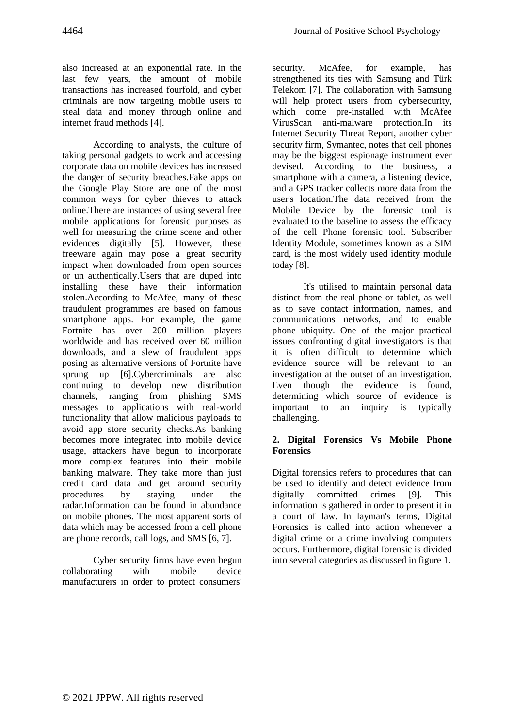also increased at an exponential rate. In the last few years, the amount of mobile transactions has increased fourfold, and cyber criminals are now targeting mobile users to steal data and money through online and internet fraud methods [4].

According to analysts, the culture of taking personal gadgets to work and accessing corporate data on mobile devices has increased the danger of security breaches.Fake apps on the Google Play Store are one of the most common ways for cyber thieves to attack online.There are instances of using several free mobile applications for forensic purposes as well for measuring the crime scene and other evidences digitally [5]. However, these freeware again may pose a great security impact when downloaded from open sources or un authentically.Users that are duped into installing these have their information stolen.According to McAfee, many of these fraudulent programmes are based on famous smartphone apps. For example, the game Fortnite has over 200 million players worldwide and has received over 60 million downloads, and a slew of fraudulent apps posing as alternative versions of Fortnite have sprung up [6].Cybercriminals are also continuing to develop new distribution channels, ranging from phishing SMS messages to applications with real-world functionality that allow malicious payloads to avoid app store security checks.As banking becomes more integrated into mobile device usage, attackers have begun to incorporate more complex features into their mobile banking malware. They take more than just credit card data and get around security procedures by staying under the radar.Information can be found in abundance on mobile phones. The most apparent sorts of data which may be accessed from a cell phone are phone records, call logs, and SMS [6, 7].

Cyber security firms have even begun collaborating with mobile device manufacturers in order to protect consumers' security. McAfee, for example, has strengthened its ties with Samsung and Türk Telekom [7]. The collaboration with Samsung will help protect users from cybersecurity, which come pre-installed with McAfee VirusScan anti-malware protection.In its Internet Security Threat Report, another cyber security firm, Symantec, notes that cell phones may be the biggest espionage instrument ever devised. According to the business, a smartphone with a camera, a listening device, and a GPS tracker collects more data from the user's location.The data received from the Mobile Device by the forensic tool is evaluated to the baseline to assess the efficacy of the cell Phone forensic tool. Subscriber Identity Module, sometimes known as a SIM card, is the most widely used identity module today [8].

It's utilised to maintain personal data distinct from the real phone or tablet, as well as to save contact information, names, and communications networks, and to enable phone ubiquity. One of the major practical issues confronting digital investigators is that it is often difficult to determine which evidence source will be relevant to an investigation at the outset of an investigation. Even though the evidence is found, determining which source of evidence is important to an inquiry is typically challenging.

## 2. Digital Forensics Vs Mobile Phone Forensics

Digital forensics refers to procedures that can be used to identify and detect evidence from digitally committed crimes [9]. This information is gathered in order to present it in a court of law. In layman's terms, Digital Forensics is called into action whenever a digital crime or a crime involving computers occurs. Furthermore, digital forensic is divided into several categories as discussed in figure 1.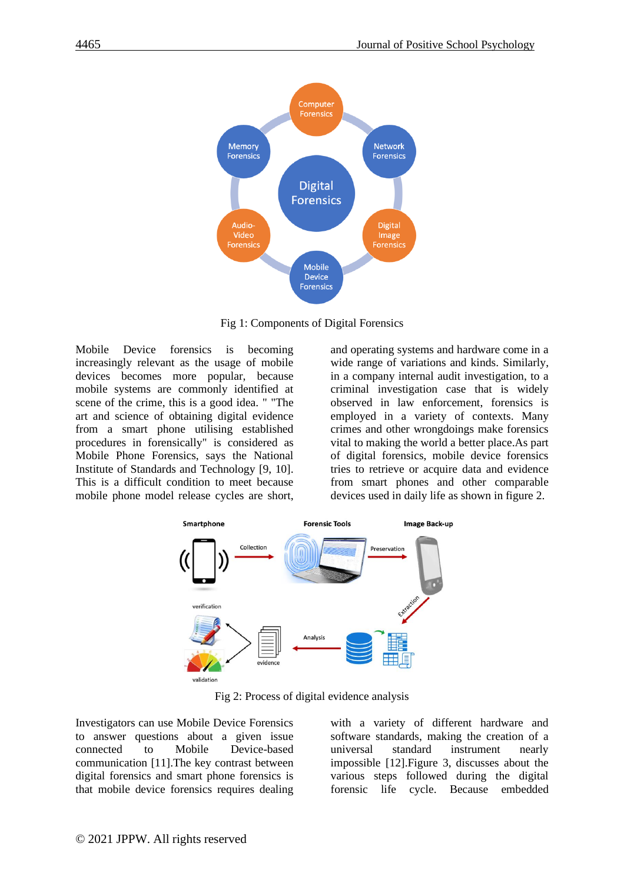Fig 1: Components of Digital Forensics

Mobile Device forensics is becoming increasingly relevant as the usage of mobile devices becomes more popular, because mobile systems are commonly identified at scene of the crime, this is a good idea. " "The art and science of obtaining digital evidence from a smart phone utilising established procedures in forensically" is considered as Mobile Phone Forensics, says the National Institute of Standards and Technology [9, 10]. This is a difficult condition to meet because mobile phone model release cycles are short, and operating systems and hardware come in a wide range of variations and kinds. Similarly, in a company internal audit investigation, to a criminal investigation case that is widely observed in law enforcement, forensics is employed in a variety of contexts. Many crimes and other wrongdoings make forensics vital to making the world a better place.As part of digital forensics, mobile device forensics tries to retrieve or acquire data and evidence from smart phones and other comparable devices used in daily life as shown in figure 2.

Fig 2: Process of digital evidence analysis

Investigators can use Mobile Device Forensics to answer questions about a given issue connected to Mobile Device-based communication [11].The key contrast between digital forensics and smart phone forensics is that mobile device forensics requires dealing with a variety of different hardware and software standards, making the creation of a universal standard instrument nearly impossible [12].Figure 3, discusses about the various steps followed during the digital forensic life cycle. Because embedded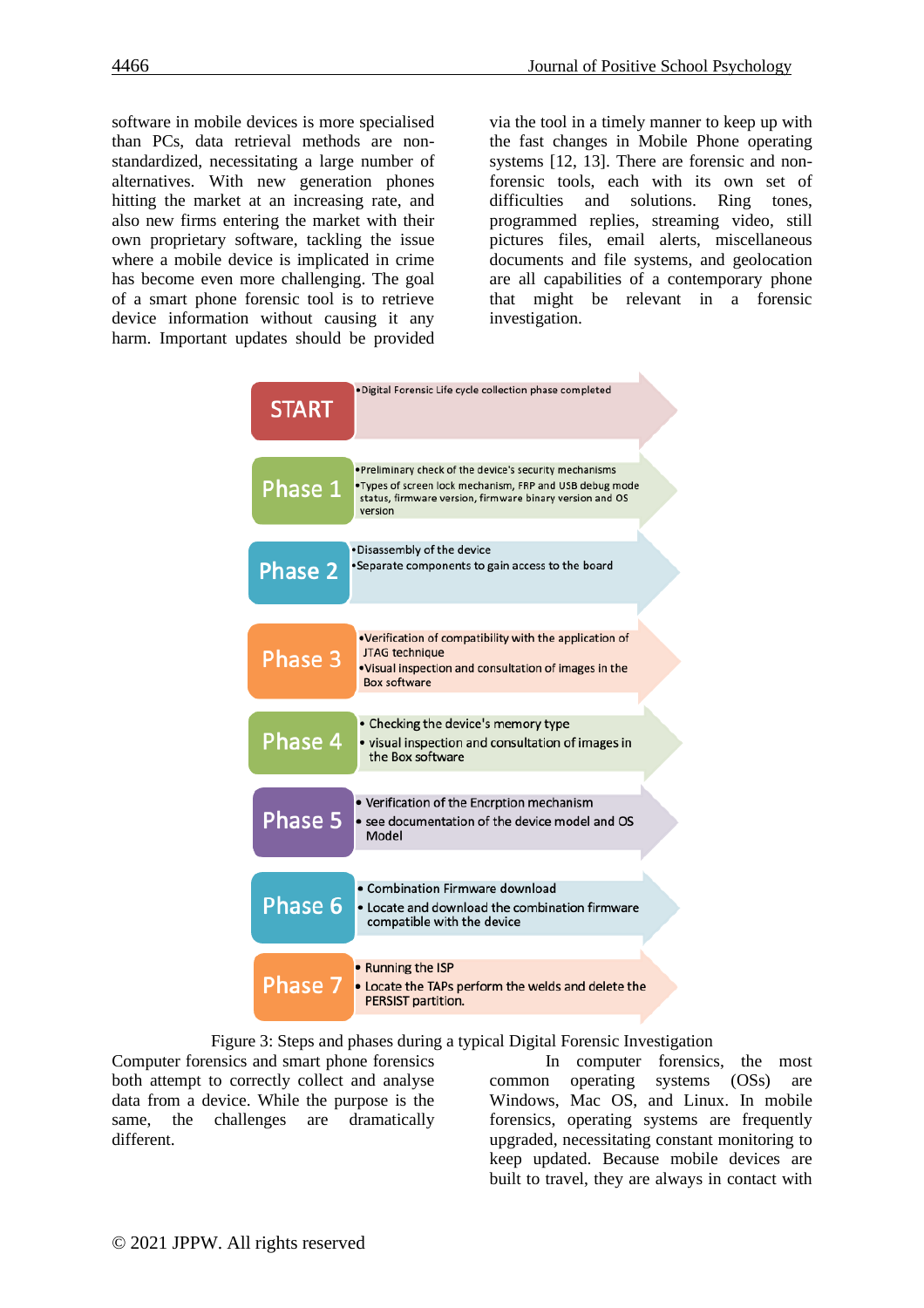software in mobile devices is more specialised than PCs, data retrieval methods are non-standardized, necessitating a large number of alternatives. With new generation phones hitting the market at an increasing rate, and also new firms entering the market with their own proprietary software, tackling the issue where a mobile device is implicated in crime has become even more challenging. The goal of a smart phone forensic tool is to retrieve device information without causing it any harm. Important updates should be provided via the tool in a timely manner to keep up with the fast changes in Mobile Phone operating systems [12, 13]. There are forensic and non-forensic tools, each with its own set of difficulties and solutions. Ring tones, programmed replies, streaming video, still pictures files, email alerts, miscellaneous documents and file systems, and geolocation are all capabilities of a contemporary phone that might be relevant in a forensic investigation.

**START**
- Digital Forensic Life cycle collection phase completed

**Phase 1**
- Preliminary check of the device's security mechanisms
- Types of screen lock mechanism, FRP and USB debug mode status, firmware version, firmware binary version and OS version

**Phase 2**
- Disassembly of the device
- Separate components to gain access to the board

**Phase 3**
- Verification of compatibility with the application of JTAG technique
- Visual inspection and consultation of images in the Box software

**Phase 4**
- Checking the device's memory type
- visual inspection and consultation of images in the Box software

**Phase 5**
- Verification of the Encrption mechanism
- see documentation of the device model and OS Model

**Phase 6**
- Combination Firmware download
- Locate and download the combination firmware compatible with the device

**Phase 7**
- Running the ISP
- Locate the TAPs perform the welds and delete the PERSIST partition.

Figure 3: Steps and phases during a typical Digital Forensic Investigation

Computer forensics and smart phone forensics both attempt to correctly collect and analyse data from a device. While the purpose is the same, the challenges are dramatically different.

In computer forensics, the most common operating systems (OSs) are Windows, Mac OS, and Linux. In mobile forensics, operating systems are frequently upgraded, necessitating constant monitoring to keep updated. Because mobile devices are built to travel, they are always in contact with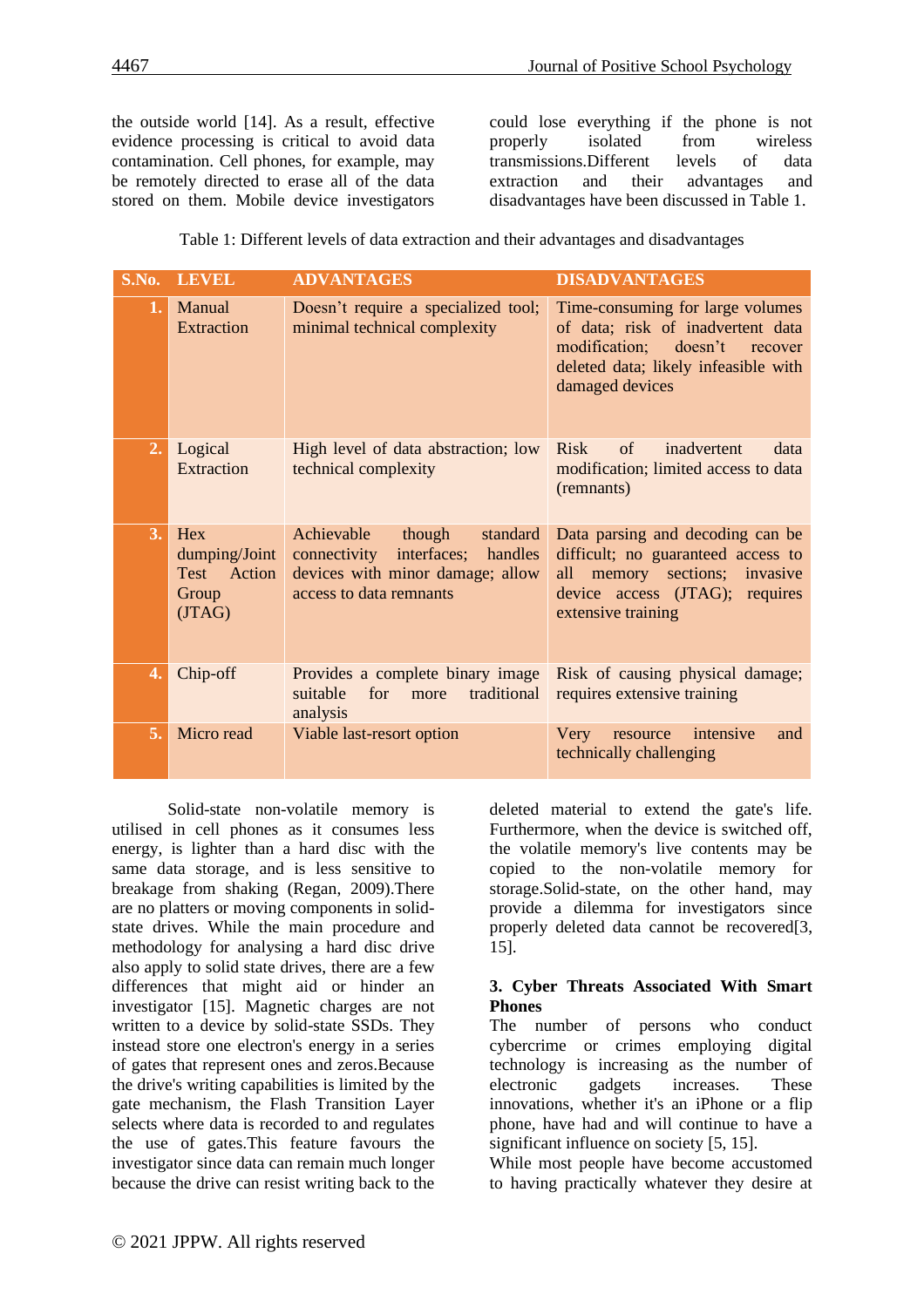the outside world [14]. As a result, effective evidence processing is critical to avoid data contamination. Cell phones, for example, may be remotely directed to erase all of the data stored on them. Mobile device investigators could lose everything if the phone is not properly isolated from wireless transmissions.Different levels of data extraction and their advantages and disadvantages have been discussed in Table 1.

Table 1: Different levels of data extraction and their advantages and disadvantages

| S.No. | LEVEL | ADVANTAGES | DISADVANTAGES |
|---|---|---|---|
| 1. | Manual Extraction | Doesn't require a specialized tool; minimal technical complexity | Time-consuming for large volumes of data; risk of inadvertent data modification; doesn't recover deleted data; likely infeasible with damaged devices |
| 2. | Logical Extraction | High level of data abstraction; low technical complexity | Risk of inadvertent data modification; limited access to data (remnants) |
| 3. | Hex dumping/Joint Test Action Group (JTAG) | Achievable though standard connectivity interfaces; handles devices with minor damage; allow access to data remnants | Data parsing and decoding can be difficult; no guaranteed access to all memory sections; invasive device access (JTAG); requires extensive training |
| 4. | Chip-off | Provides a complete binary image suitable for more traditional analysis | Risk of causing physical damage; requires extensive training |
| 5. | Micro read | Viable last-resort option | Very resource intensive and technically challenging |

Solid-state non-volatile memory is utilised in cell phones as it consumes less energy, is lighter than a hard disc with the same data storage, and is less sensitive to breakage from shaking (Regan, 2009).There are no platters or moving components in solid-state drives. While the main procedure and methodology for analysing a hard disc drive also apply to solid state drives, there are a few differences that might aid or hinder an investigator [15]. Magnetic charges are not written to a device by solid-state SSDs. They instead store one electron's energy in a series of gates that represent ones and zeros.Because the drive's writing capabilities is limited by the gate mechanism, the Flash Transition Layer selects where data is recorded to and regulates the use of gates.This feature favours the investigator since data can remain much longer because the drive can resist writing back to the deleted material to extend the gate's life. Furthermore, when the device is switched off, the volatile memory's live contents may be copied to the non-volatile memory for storage.Solid-state, on the other hand, may provide a dilemma for investigators since properly deleted data cannot be recovered[3, 15].

### 3. Cyber Threats Associated With Smart Phones

The number of persons who conduct cybercrime or crimes employing digital technology is increasing as the number of electronic gadgets increases. These innovations, whether it's an iPhone or a flip phone, have had and will continue to have a significant influence on society [5, 15].

While most people have become accustomed to having practically whatever they desire at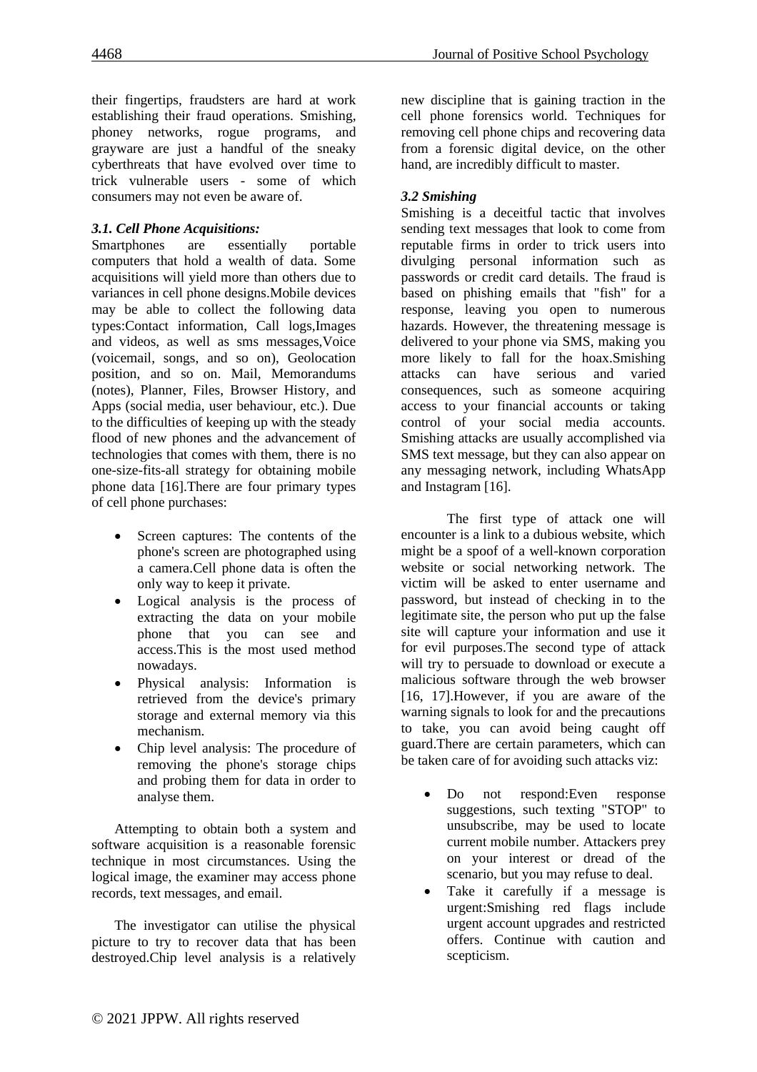their fingertips, fraudsters are hard at work establishing their fraud operations. Smishing, phoney networks, rogue programs, and grayware are just a handful of the sneaky cyberthreats that have evolved over time to trick vulnerable users - some of which consumers may not even be aware of.

### *3.1. Cell Phone Acquisitions:*

Smartphones are essentially portable computers that hold a wealth of data. Some acquisitions will yield more than others due to variances in cell phone designs.Mobile devices may be able to collect the following data types:Contact information, Call logs,Images and videos, as well as sms messages,Voice (voicemail, songs, and so on), Geolocation position, and so on. Mail, Memorandums (notes), Planner, Files, Browser History, and Apps (social media, user behaviour, etc.). Due to the difficulties of keeping up with the steady flood of new phones and the advancement of technologies that comes with them, there is no one-size-fits-all strategy for obtaining mobile phone data [16].There are four primary types of cell phone purchases:

- Screen captures: The contents of the phone's screen are photographed using a camera.Cell phone data is often the only way to keep it private.
- Logical analysis is the process of extracting the data on your mobile phone that you can see and access.This is the most used method nowadays.
- Physical analysis: Information is retrieved from the device's primary storage and external memory via this mechanism.
- Chip level analysis: The procedure of removing the phone's storage chips and probing them for data in order to analyse them.

Attempting to obtain both a system and software acquisition is a reasonable forensic technique in most circumstances. Using the logical image, the examiner may access phone records, text messages, and email.

The investigator can utilise the physical picture to try to recover data that has been destroyed.Chip level analysis is a relatively new discipline that is gaining traction in the cell phone forensics world. Techniques for removing cell phone chips and recovering data from a forensic digital device, on the other hand, are incredibly difficult to master.

### *3.2 Smishing*

Smishing is a deceitful tactic that involves sending text messages that look to come from reputable firms in order to trick users into divulging personal information such as passwords or credit card details. The fraud is based on phishing emails that "fish" for a response, leaving you open to numerous hazards. However, the threatening message is delivered to your phone via SMS, making you more likely to fall for the hoax.Smishing attacks can have serious and varied consequences, such as someone acquiring access to your financial accounts or taking control of your social media accounts. Smishing attacks are usually accomplished via SMS text message, but they can also appear on any messaging network, including WhatsApp and Instagram [16].

The first type of attack one will encounter is a link to a dubious website, which might be a spoof of a well-known corporation website or social networking network. The victim will be asked to enter username and password, but instead of checking in to the legitimate site, the person who put up the false site will capture your information and use it for evil purposes.The second type of attack will try to persuade to download or execute a malicious software through the web browser [16, 17].However, if you are aware of the warning signals to look for and the precautions to take, you can avoid being caught off guard.There are certain parameters, which can be taken care of for avoiding such attacks viz:

- Do not respond:Even response suggestions, such texting "STOP" to unsubscribe, may be used to locate current mobile number. Attackers prey on your interest or dread of the scenario, but you may refuse to deal.
- Take it carefully if a message is urgent:Smishing red flags include urgent account upgrades and restricted offers. Continue with caution and scepticism.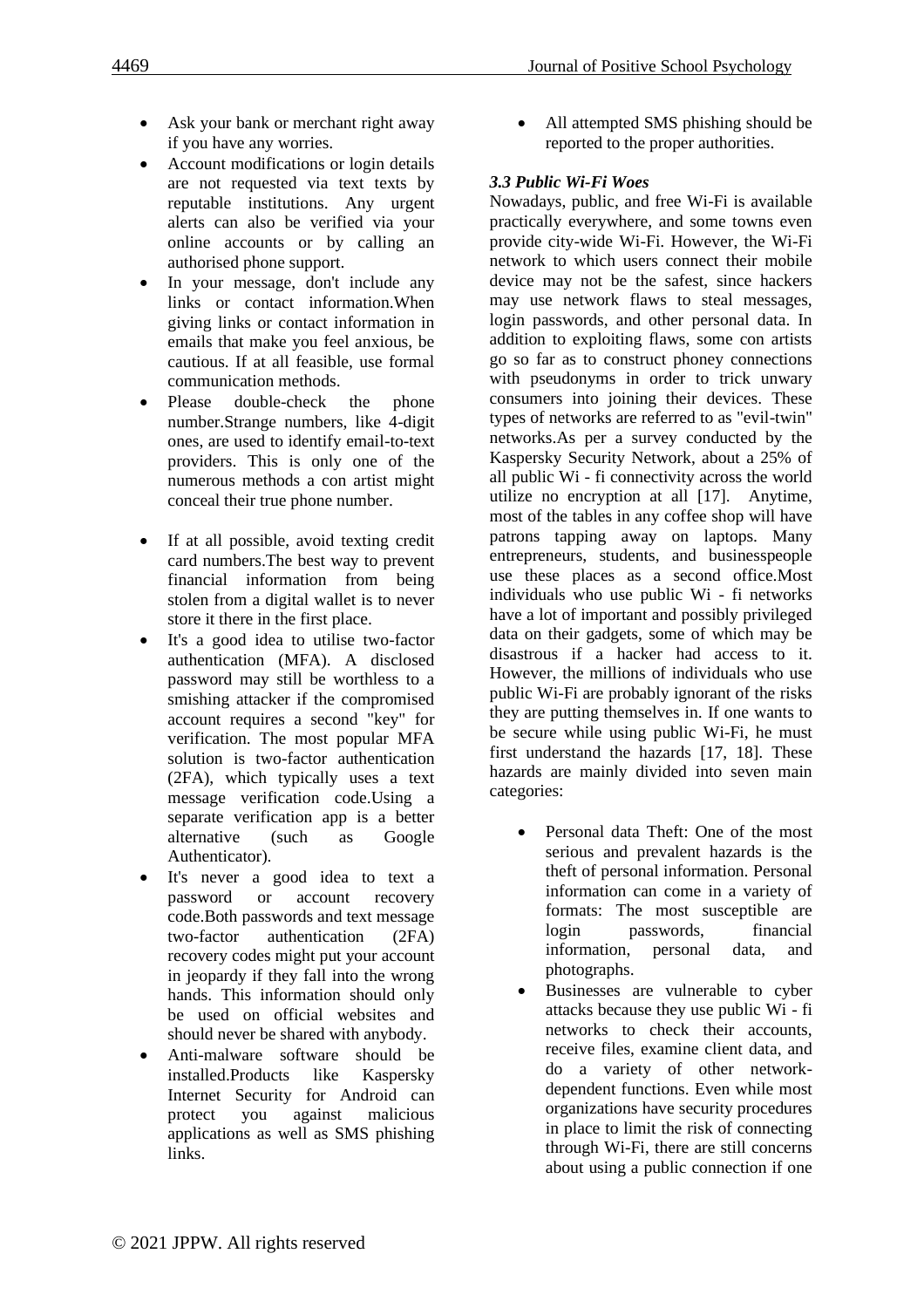- Ask your bank or merchant right away if you have any worries.
- Account modifications or login details are not requested via text texts by reputable institutions. Any urgent alerts can also be verified via your online accounts or by calling an authorised phone support.
- In your message, don't include any links or contact information.When giving links or contact information in emails that make you feel anxious, be cautious. If at all feasible, use formal communication methods.
- Please double-check the phone number.Strange numbers, like 4-digit ones, are used to identify email-to-text providers. This is only one of the numerous methods a con artist might conceal their true phone number.
- If at all possible, avoid texting credit card numbers.The best way to prevent financial information from being stolen from a digital wallet is to never store it there in the first place.
- It's a good idea to utilise two-factor authentication (MFA). A disclosed password may still be worthless to a smishing attacker if the compromised account requires a second "key" for verification. The most popular MFA solution is two-factor authentication (2FA), which typically uses a text message verification code.Using a separate verification app is a better alternative (such as Google Authenticator).
- It's never a good idea to text a password or account recovery code.Both passwords and text message two-factor authentication (2FA) recovery codes might put your account in jeopardy if they fall into the wrong hands. This information should only be used on official websites and should never be shared with anybody.
- Anti-malware software should be installed.Products like Kaspersky Internet Security for Android can protect you against malicious applications as well as SMS phishing links.
- All attempted SMS phishing should be reported to the proper authorities.

### *3.3 Public Wi-Fi Woes*

Nowadays, public, and free Wi-Fi is available practically everywhere, and some towns even provide city-wide Wi-Fi. However, the Wi-Fi network to which users connect their mobile device may not be the safest, since hackers may use network flaws to steal messages, login passwords, and other personal data. In addition to exploiting flaws, some con artists go so far as to construct phoney connections with pseudonyms in order to trick unwary consumers into joining their devices. These types of networks are referred to as "evil-twin" networks.As per a survey conducted by the Kaspersky Security Network, about a 25% of all public Wi - fi connectivity across the world utilize no encryption at all [17]. Anytime, most of the tables in any coffee shop will have patrons tapping away on laptops. Many entrepreneurs, students, and businesspeople use these places as a second office.Most individuals who use public Wi - fi networks have a lot of important and possibly privileged data on their gadgets, some of which may be disastrous if a hacker had access to it. However, the millions of individuals who use public Wi-Fi are probably ignorant of the risks they are putting themselves in. If one wants to be secure while using public Wi-Fi, he must first understand the hazards [17, 18]. These hazards are mainly divided into seven main categories:

- Personal data Theft: One of the most serious and prevalent hazards is the theft of personal information. Personal information can come in a variety of formats: The most susceptible are login passwords, financial information, personal data, and photographs.
- Businesses are vulnerable to cyber attacks because they use public Wi - fi networks to check their accounts, receive files, examine client data, and do a variety of other network-dependent functions. Even while most organizations have security procedures in place to limit the risk of connecting through Wi-Fi, there are still concerns about using a public connection if one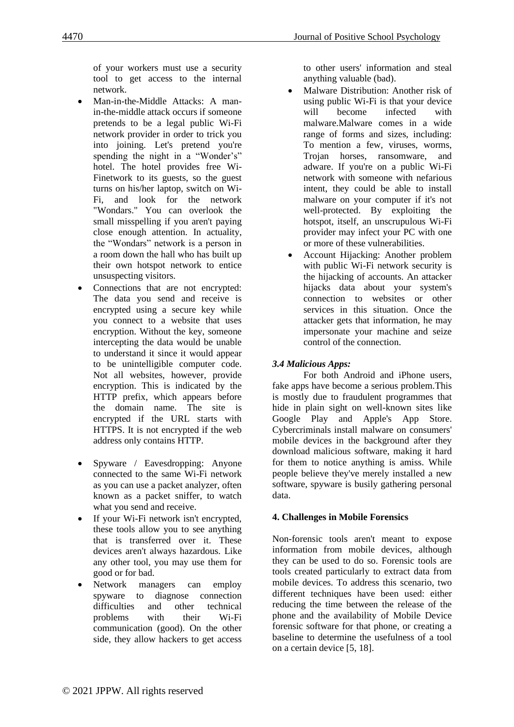of your workers must use a security tool to get access to the internal network.

- Man-in-the-Middle Attacks: A man-in-the-middle attack occurs if someone pretends to be a legal public Wi-Fi network provider in order to trick you into joining. Let's pretend you're spending the night in a "Wonder's" hotel. The hotel provides free Wi-Finetwork to its guests, so the guest turns on his/her laptop, switch on Wi-Fi, and look for the network "Wondars." You can overlook the small misspelling if you aren't paying close enough attention. In actuality, the "Wondars" network is a person in a room down the hall who has built up their own hotspot network to entice unsuspecting visitors.
- Connections that are not encrypted: The data you send and receive is encrypted using a secure key while you connect to a website that uses encryption. Without the key, someone intercepting the data would be unable to understand it since it would appear to be unintelligible computer code. Not all websites, however, provide encryption. This is indicated by the HTTP prefix, which appears before the domain name. The site is encrypted if the URL starts with HTTPS. It is not encrypted if the web address only contains HTTP.
- Spyware / Eavesdropping: Anyone connected to the same Wi-Fi network as you can use a packet analyzer, often known as a packet sniffer, to watch what you send and receive.
- If your Wi-Fi network isn't encrypted, these tools allow you to see anything that is transferred over it. These devices aren't always hazardous. Like any other tool, you may use them for good or for bad.
- Network managers can employ spyware to diagnose connection difficulties and other technical problems with their Wi-Fi communication (good). On the other side, they allow hackers to get access to other users' information and steal anything valuable (bad).
- Malware Distribution: Another risk of using public Wi-Fi is that your device will become infected with malware.Malware comes in a wide range of forms and sizes, including: To mention a few, viruses, worms, Trojan horses, ransomware, and adware. If you're on a public Wi-Fi network with someone with nefarious intent, they could be able to install malware on your computer if it's not well-protected. By exploiting the hotspot, itself, an unscrupulous Wi-Fi provider may infect your PC with one or more of these vulnerabilities.
- Account Hijacking: Another problem with public Wi-Fi network security is the hijacking of accounts. An attacker hijacks data about your system's connection to websites or other services in this situation. Once the attacker gets that information, he may impersonate your machine and seize control of the connection.

### *3.4 Malicious Apps:*

For both Android and iPhone users, fake apps have become a serious problem.This is mostly due to fraudulent programmes that hide in plain sight on well-known sites like Google Play and Apple's App Store. Cybercriminals install malware on consumers' mobile devices in the background after they download malicious software, making it hard for them to notice anything is amiss. While people believe they've merely installed a new software, spyware is busily gathering personal data.

## **4. Challenges in Mobile Forensics**

Non-forensic tools aren't meant to expose information from mobile devices, although they can be used to do so. Forensic tools are tools created particularly to extract data from mobile devices. To address this scenario, two different techniques have been used: either reducing the time between the release of the phone and the availability of Mobile Device forensic software for that phone, or creating a baseline to determine the usefulness of a tool on a certain device [5, 18].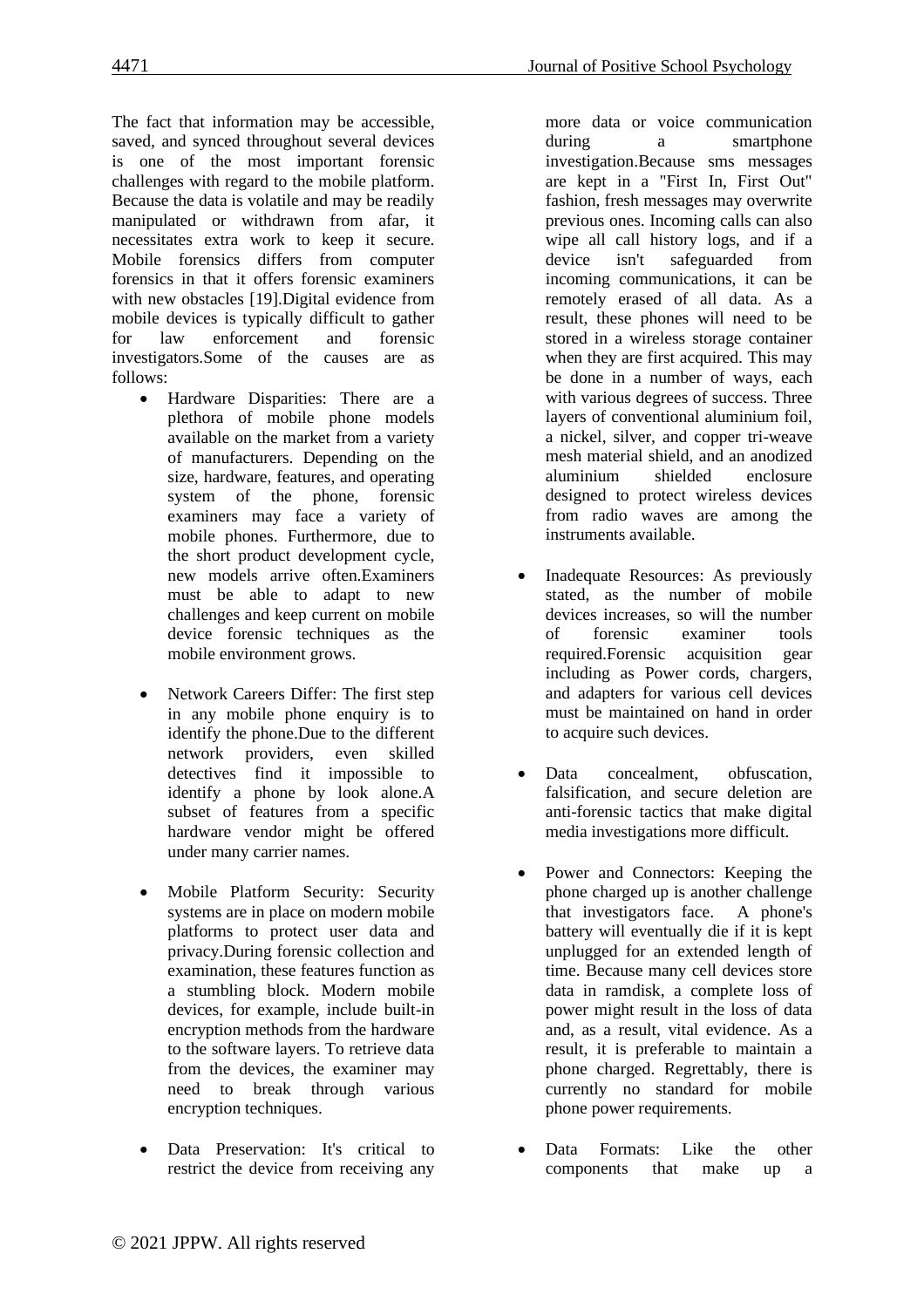The fact that information may be accessible, saved, and synced throughout several devices is one of the most important forensic challenges with regard to the mobile platform. Because the data is volatile and may be readily manipulated or withdrawn from afar, it necessitates extra work to keep it secure. Mobile forensics differs from computer forensics in that it offers forensic examiners with new obstacles [19].Digital evidence from mobile devices is typically difficult to gather for law enforcement and forensic investigators.Some of the causes are as follows:

- Hardware Disparities: There are a plethora of mobile phone models available on the market from a variety of manufacturers. Depending on the size, hardware, features, and operating system of the phone, forensic examiners may face a variety of mobile phones. Furthermore, due to the short product development cycle, new models arrive often.Examiners must be able to adapt to new challenges and keep current on mobile device forensic techniques as the mobile environment grows.

- Network Careers Differ: The first step in any mobile phone enquiry is to identify the phone.Due to the different network providers, even skilled detectives find it impossible to identify a phone by look alone.A subset of features from a specific hardware vendor might be offered under many carrier names.

- Mobile Platform Security: Security systems are in place on modern mobile platforms to protect user data and privacy.During forensic collection and examination, these features function as a stumbling block. Modern mobile devices, for example, include built-in encryption methods from the hardware to the software layers. To retrieve data from the devices, the examiner may need to break through various encryption techniques.

- Data Preservation: It's critical to restrict the device from receiving any more data or voice communication during a smartphone investigation.Because sms messages are kept in a "First In, First Out" fashion, fresh messages may overwrite previous ones. Incoming calls can also wipe all call history logs, and if a device isn't safeguarded from incoming communications, it can be remotely erased of all data. As a result, these phones will need to be stored in a wireless storage container when they are first acquired. This may be done in a number of ways, each with various degrees of success. Three layers of conventional aluminium foil, a nickel, silver, and copper tri-weave mesh material shield, and an anodized aluminium shielded enclosure designed to protect wireless devices from radio waves are among the instruments available.

- Inadequate Resources: As previously stated, as the number of mobile devices increases, so will the number of forensic examiner tools required.Forensic acquisition gear including as Power cords, chargers, and adapters for various cell devices must be maintained on hand in order to acquire such devices.

- Data concealment, obfuscation, falsification, and secure deletion are anti-forensic tactics that make digital media investigations more difficult.

- Power and Connectors: Keeping the phone charged up is another challenge that investigators face. A phone's battery will eventually die if it is kept unplugged for an extended length of time. Because many cell devices store data in ramdisk, a complete loss of power might result in the loss of data and, as a result, vital evidence. As a result, it is preferable to maintain a phone charged. Regrettably, there is currently no standard for mobile phone power requirements.

- Data Formats: Like the other components that make up a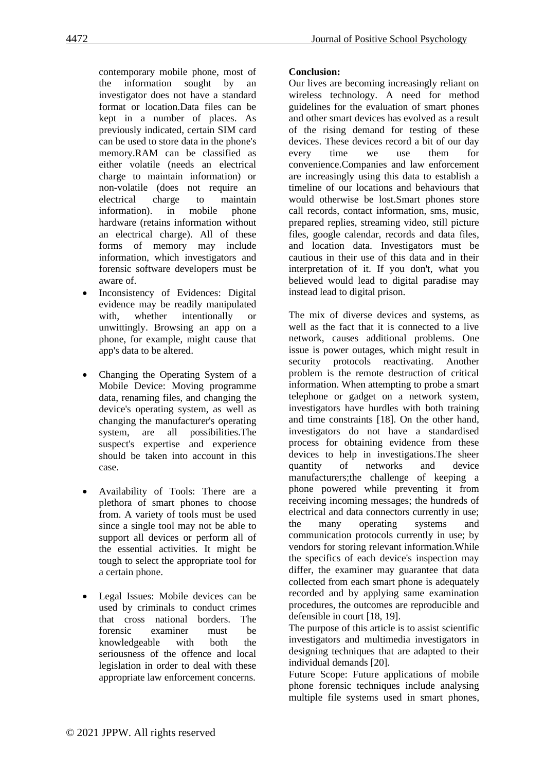contemporary mobile phone, most of the information sought by an investigator does not have a standard format or location.Data files can be kept in a number of places. As previously indicated, certain SIM card can be used to store data in the phone's memory.RAM can be classified as either volatile (needs an electrical charge to maintain information) or non-volatile (does not require an electrical charge to maintain information). in mobile phone hardware (retains information without an electrical charge). All of these forms of memory may include information, which investigators and forensic software developers must be aware of.

- Inconsistency of Evidences: Digital evidence may be readily manipulated with, whether intentionally or unwittingly. Browsing an app on a phone, for example, might cause that app's data to be altered.

- Changing the Operating System of a Mobile Device: Moving programme data, renaming files, and changing the device's operating system, as well as changing the manufacturer's operating system, are all possibilities.The suspect's expertise and experience should be taken into account in this case.

- Availability of Tools: There are a plethora of smart phones to choose from. A variety of tools must be used since a single tool may not be able to support all devices or perform all of the essential activities. It might be tough to select the appropriate tool for a certain phone.

- Legal Issues: Mobile devices can be used by criminals to conduct crimes that cross national borders. The forensic examiner must be knowledgeable with both the seriousness of the offence and local legislation in order to deal with these appropriate law enforcement concerns.

**Conclusion:**

Our lives are becoming increasingly reliant on wireless technology. A need for method guidelines for the evaluation of smart phones and other smart devices has evolved as a result of the rising demand for testing of these devices. These devices record a bit of our day every time we use them for convenience.Companies and law enforcement are increasingly using this data to establish a timeline of our locations and behaviours that would otherwise be lost.Smart phones store call records, contact information, sms, music, prepared replies, streaming video, still picture files, google calendar, records and data files, and location data. Investigators must be cautious in their use of this data and in their interpretation of it. If you don't, what you believed would lead to digital paradise may instead lead to digital prison.

The mix of diverse devices and systems, as well as the fact that it is connected to a live network, causes additional problems. One issue is power outages, which might result in security protocols reactivating. Another problem is the remote destruction of critical information. When attempting to probe a smart telephone or gadget on a network system, investigators have hurdles with both training and time constraints [18]. On the other hand, investigators do not have a standardised process for obtaining evidence from these devices to help in investigations.The sheer quantity of networks and device manufacturers;the challenge of keeping a phone powered while preventing it from receiving incoming messages; the hundreds of electrical and data connectors currently in use; the many operating systems and communication protocols currently in use; by vendors for storing relevant information.While the specifics of each device's inspection may differ, the examiner may guarantee that data collected from each smart phone is adequately recorded and by applying same examination procedures, the outcomes are reproducible and defensible in court [18, 19].

The purpose of this article is to assist scientific investigators and multimedia investigators in designing techniques that are adapted to their individual demands [20].

Future Scope: Future applications of mobile phone forensic techniques include analysing multiple file systems used in smart phones,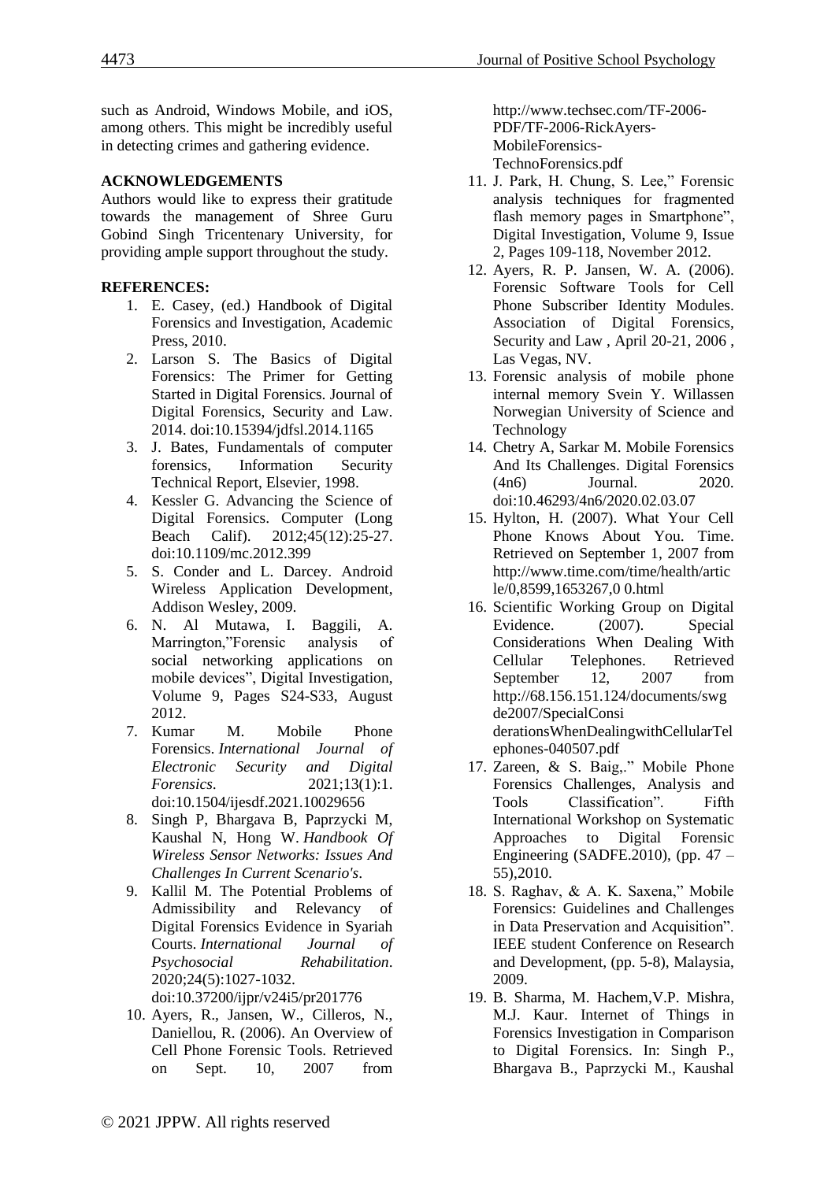such as Android, Windows Mobile, and iOS, among others. This might be incredibly useful in detecting crimes and gathering evidence.

**ACKNOWLEDGEMENTS**

Authors would like to express their gratitude towards the management of Shree Guru Gobind Singh Tricentenary University, for providing ample support throughout the study.

**REFERENCES:**

1. E. Casey, (ed.) Handbook of Digital Forensics and Investigation, Academic Press, 2010.
2. Larson S. The Basics of Digital Forensics: The Primer for Getting Started in Digital Forensics. Journal of Digital Forensics, Security and Law. 2014. doi:10.15394/jdfsl.2014.1165
3. J. Bates, Fundamentals of computer forensics, Information Security Technical Report, Elsevier, 1998.
4. Kessler G. Advancing the Science of Digital Forensics. Computer (Long Beach Calif). 2012;45(12):25-27. doi:10.1109/mc.2012.399
5. S. Conder and L. Darcey. Android Wireless Application Development, Addison Wesley, 2009.
6. N. Al Mutawa, I. Baggili, A. Marrington,"Forensic analysis of social networking applications on mobile devices", Digital Investigation, Volume 9, Pages S24-S33, August 2012.
7. Kumar M. Mobile Phone Forensics. *International Journal of Electronic Security and Digital Forensics*. 2021;13(1):1. doi:10.1504/ijesdf.2021.10029656
8. Singh P, Bhargava B, Paprzycki M, Kaushal N, Hong W. *Handbook Of Wireless Sensor Networks: Issues And Challenges In Current Scenario's*.
9. Kallil M. The Potential Problems of Admissibility and Relevancy of Digital Forensics Evidence in Syariah Courts. *International Journal of Psychosocial Rehabilitation*. 2020;24(5):1027-1032. doi:10.37200/ijpr/v24i5/pr201776
10. Ayers, R., Jansen, W., Cilleros, N., Daniellou, R. (2006). An Overview of Cell Phone Forensic Tools. Retrieved on Sept. 10, 2007 from http://www.techsec.com/TF-2006-PDF/TF-2006-RickAyers-MobileForensics-TechnoForensics.pdf
11. J. Park, H. Chung, S. Lee," Forensic analysis techniques for fragmented flash memory pages in Smartphone", Digital Investigation, Volume 9, Issue 2, Pages 109-118, November 2012.
12. Ayers, R. P. Jansen, W. A. (2006). Forensic Software Tools for Cell Phone Subscriber Identity Modules. Association of Digital Forensics, Security and Law , April 20-21, 2006 , Las Vegas, NV.
13. Forensic analysis of mobile phone internal memory Svein Y. Willassen Norwegian University of Science and Technology
14. Chetry A, Sarkar M. Mobile Forensics And Its Challenges. Digital Forensics (4n6) Journal. 2020. doi:10.46293/4n6/2020.02.03.07
15. Hylton, H. (2007). What Your Cell Phone Knows About You. Time. Retrieved on September 1, 2007 from http://www.time.com/time/health/article/0,8599,1653267,0 0.html
16. Scientific Working Group on Digital Evidence. (2007). Special Considerations When Dealing With Cellular Telephones. Retrieved September 12, 2007 from http://68.156.151.124/documents/swgde2007/SpecialConsiderationsWhenDealingwithCellularTelephones-040507.pdf
17. Zareen, & S. Baig,." Mobile Phone Forensics Challenges, Analysis and Tools Classification". Fifth International Workshop on Systematic Approaches to Digital Forensic Engineering (SADFE.2010), (pp. 47 – 55),2010.
18. S. Raghav, & A. K. Saxena," Mobile Forensics: Guidelines and Challenges in Data Preservation and Acquisition". IEEE student Conference on Research and Development, (pp. 5-8), Malaysia, 2009.
19. B. Sharma, M. Hachem,V.P. Mishra, M.J. Kaur. Internet of Things in Forensics Investigation in Comparison to Digital Forensics. In: Singh P., Bhargava B., Paprzycki M., Kaushal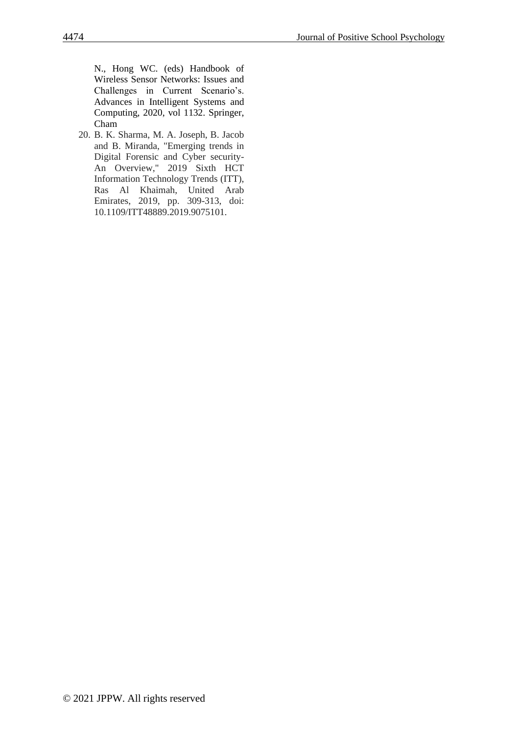N., Hong WC. (eds) Handbook of Wireless Sensor Networks: Issues and Challenges in Current Scenario's. Advances in Intelligent Systems and Computing, 2020, vol 1132. Springer, Cham

20. B. K. Sharma, M. A. Joseph, B. Jacob and B. Miranda, "Emerging trends in Digital Forensic and Cyber security- An Overview," 2019 Sixth HCT Information Technology Trends (ITT), Ras Al Khaimah, United Arab Emirates, 2019, pp. 309-313, doi: 10.1109/ITT48889.2019.9075101.